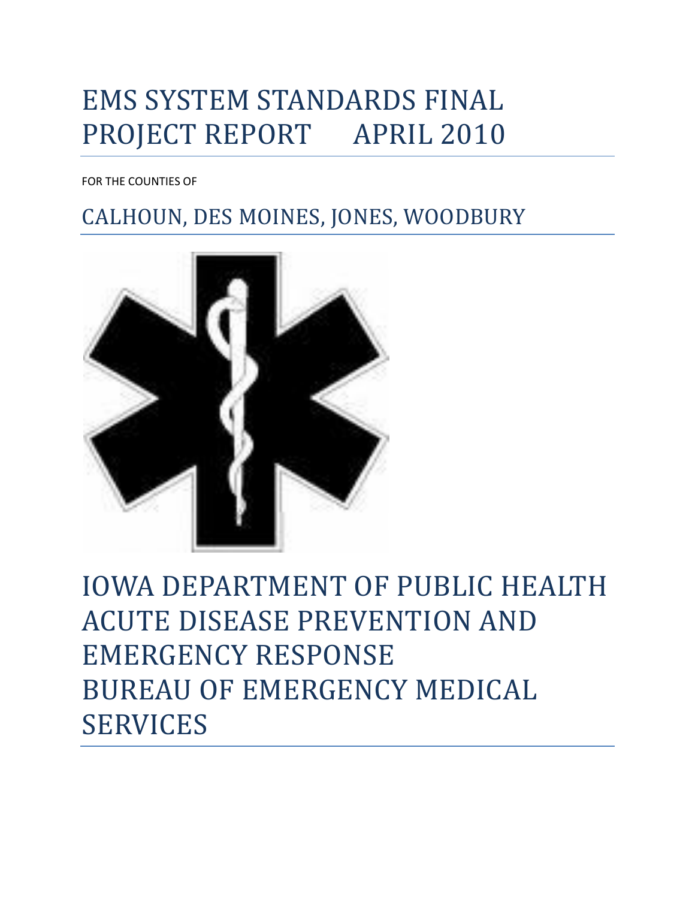# EMS SYSTEM STANDARDS FINAL PROJECT REPORT APRIL 2010

FOR THE COUNTIES OF

## CALHOUN, DES MOINES, JONES, WOODBURY

# IOWA DEPARTMENT OF PUBLIC HEALTH ACUTE DISEASE PREVENTION AND EMERGENCY RESPONSE BUREAU OF EMERGENCY MEDICAL SERVICES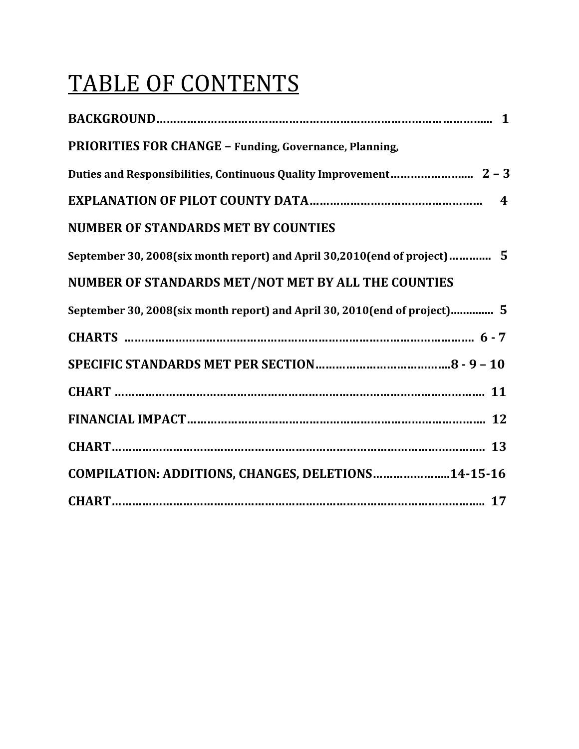# TABLE OF CONTENTS

**BACKGROUND…………………………………………………………………………………….. 1**

**PRIORITIES FOR CHANGE – Funding, Governance, Planning,**

**Duties and Responsibilities, Continuous Quality Improvement…………………….. 2 – 3**

**EXPLANATION OF PILOT COUNTY DATA…………………………………………… 4**

**NUMBER OF STANDARDS MET BY COUNTIES**

**September 30, 2008(six month report) and April 30,2010(end of project)…………. 5**

**NUMBER OF STANDARDS MET/NOT MET BY ALL THE COUNTIES**

**September 30, 2008(six month report) and April 30, 2010(end of project)............. 5**

**CHARTS ………………………………………………………………………………………. 6 - 7**

**SPECIFIC STANDARDS MET PER SECTION………………………………...8 - 9 – 10**

**CHART ……………………………………………………………………………………………. 11**

**FINANCIAL IMPACT……………………………………………………………………………. 12**

**CHART…………………………………………………………………………………………….. 13**

**COMPILATION: ADDITIONS, CHANGES, DELETIONS…………………..14-15-16**

**CHART……………………………………………………………………………………………. 17**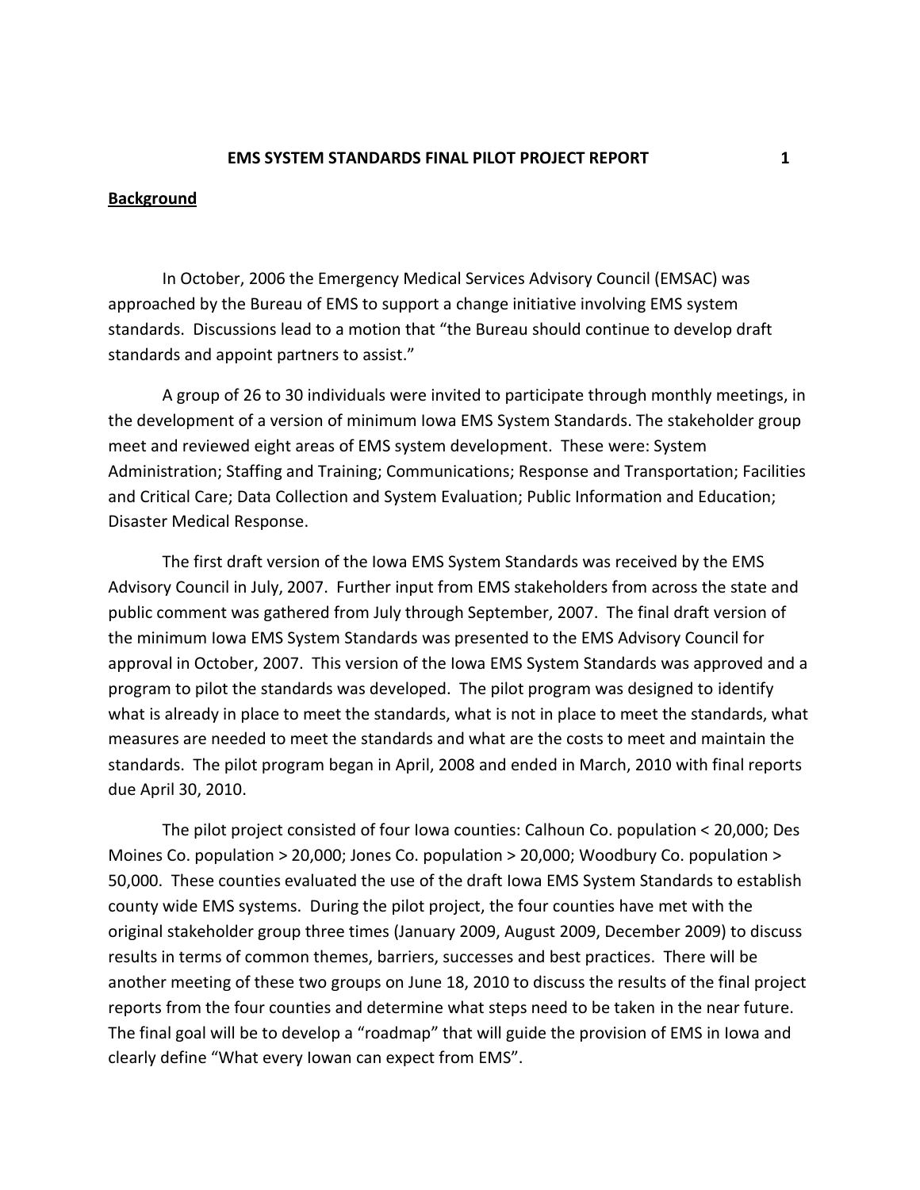**EMS SYSTEM STANDARDS FINAL PILOT PROJECT REPORT**

## Background

In October, 2006 the Emergency Medical Services Advisory Council (EMSAC) was approached by the Bureau of EMS to support a change initiative involving EMS system standards. Discussions lead to a motion that "the Bureau should continue to develop draft standards and appoint partners to assist."

A group of 26 to 30 individuals were invited to participate through monthly meetings, in the development of a version of minimum Iowa EMS System Standards. The stakeholder group meet and reviewed eight areas of EMS system development. These were: System Administration; Staffing and Training; Communications; Response and Transportation; Facilities and Critical Care; Data Collection and System Evaluation; Public Information and Education; Disaster Medical Response.

The first draft version of the Iowa EMS System Standards was received by the EMS Advisory Council in July, 2007. Further input from EMS stakeholders from across the state and public comment was gathered from July through September, 2007. The final draft version of the minimum Iowa EMS System Standards was presented to the EMS Advisory Council for approval in October, 2007. This version of the Iowa EMS System Standards was approved and a program to pilot the standards was developed. The pilot program was designed to identify what is already in place to meet the standards, what is not in place to meet the standards, what measures are needed to meet the standards and what are the costs to meet and maintain the standards. The pilot program began in April, 2008 and ended in March, 2010 with final reports due April 30, 2010.

The pilot project consisted of four Iowa counties: Calhoun Co. population < 20,000; Des Moines Co. population > 20,000; Jones Co. population > 20,000; Woodbury Co. population > 50,000. These counties evaluated the use of the draft Iowa EMS System Standards to establish county wide EMS systems. During the pilot project, the four counties have met with the original stakeholder group three times (January 2009, August 2009, December 2009) to discuss results in terms of common themes, barriers, successes and best practices. There will be another meeting of these two groups on June 18, 2010 to discuss the results of the final project reports from the four counties and determine what steps need to be taken in the near future. The final goal will be to develop a "roadmap" that will guide the provision of EMS in Iowa and clearly define "What every Iowan can expect from EMS".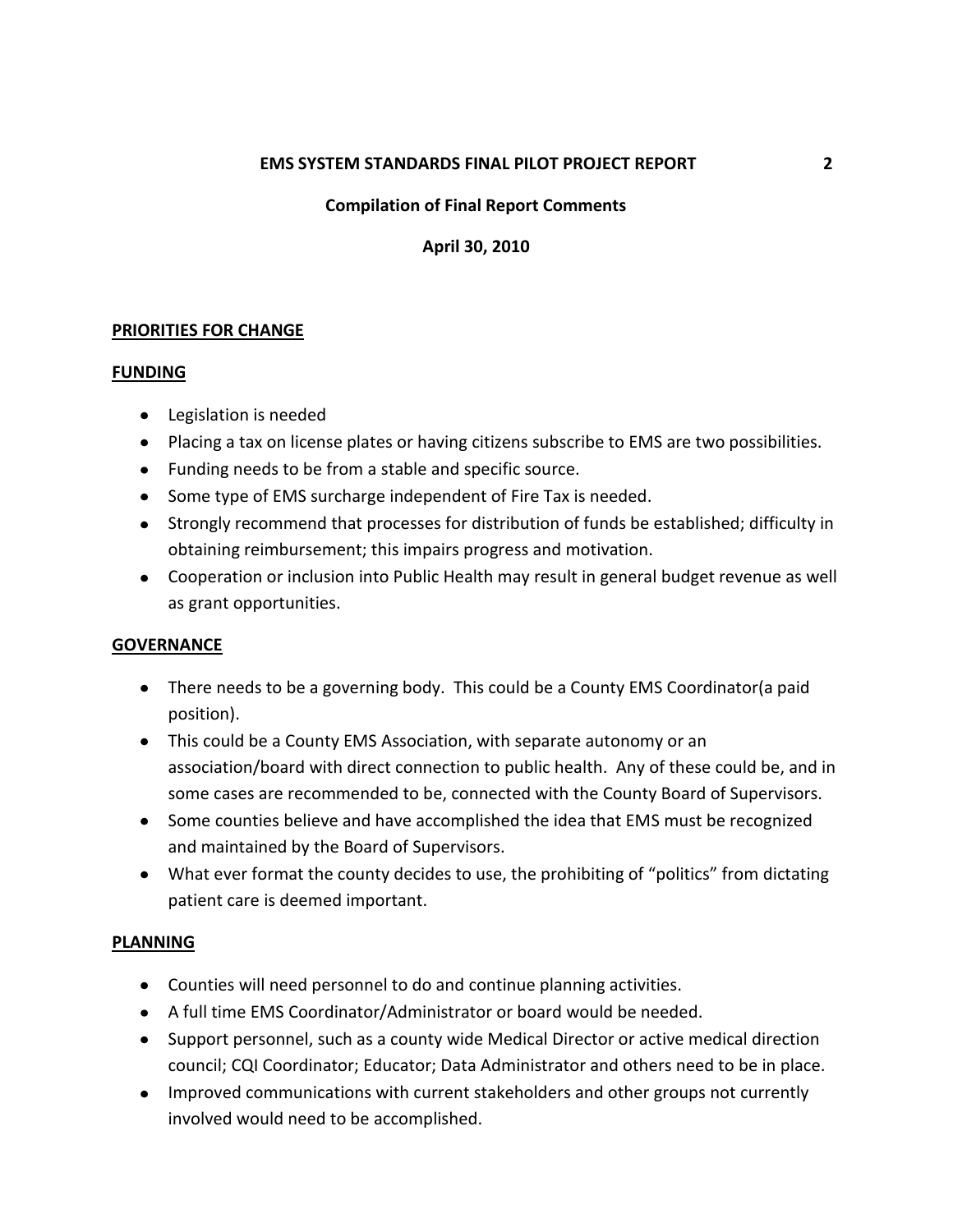**EMS SYSTEM STANDARDS FINAL PILOT PROJECT REPORT**

**Compilation of Final Report Comments**

**April 30, 2010**

## PRIORITIES FOR CHANGE

### FUNDING

- Legislation is needed
- Placing a tax on license plates or having citizens subscribe to EMS are two possibilities.
- Funding needs to be from a stable and specific source.
- Some type of EMS surcharge independent of Fire Tax is needed.
- Strongly recommend that processes for distribution of funds be established; difficulty in obtaining reimbursement; this impairs progress and motivation.
- Cooperation or inclusion into Public Health may result in general budget revenue as well as grant opportunities.

### GOVERNANCE

- There needs to be a governing body. This could be a County EMS Coordinator(a paid position).
- This could be a County EMS Association, with separate autonomy or an association/board with direct connection to public health. Any of these could be, and in some cases are recommended to be, connected with the County Board of Supervisors.
- Some counties believe and have accomplished the idea that EMS must be recognized and maintained by the Board of Supervisors.
- What ever format the county decides to use, the prohibiting of "politics" from dictating patient care is deemed important.

### PLANNING

- Counties will need personnel to do and continue planning activities.
- A full time EMS Coordinator/Administrator or board would be needed.
- Support personnel, such as a county wide Medical Director or active medical direction council; CQI Coordinator; Educator; Data Administrator and others need to be in place.
- Improved communications with current stakeholders and other groups not currently involved would need to be accomplished.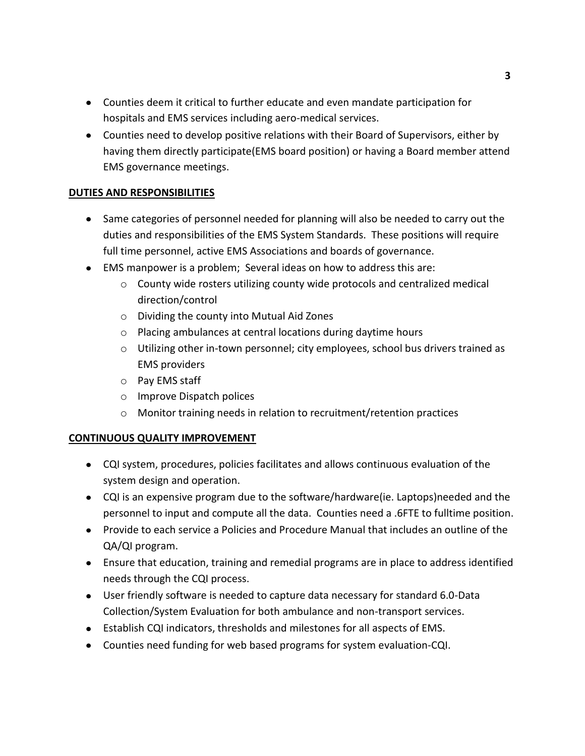- Counties deem it critical to further educate and even mandate participation for hospitals and EMS services including aero-medical services.
- Counties need to develop positive relations with their Board of Supervisors, either by having them directly participate(EMS board position) or having a Board member attend EMS governance meetings.

**DUTIES AND RESPONSIBILITIES**

- Same categories of personnel needed for planning will also be needed to carry out the duties and responsibilities of the EMS System Standards. These positions will require full time personnel, active EMS Associations and boards of governance.
- EMS manpower is a problem; Several ideas on how to address this are:
  - County wide rosters utilizing county wide protocols and centralized medical direction/control
  - Dividing the county into Mutual Aid Zones
  - Placing ambulances at central locations during daytime hours
  - Utilizing other in-town personnel; city employees, school bus drivers trained as EMS providers
  - Pay EMS staff
  - Improve Dispatch polices
  - Monitor training needs in relation to recruitment/retention practices

**CONTINUOUS QUALITY IMPROVEMENT**

- CQI system, procedures, policies facilitates and allows continuous evaluation of the system design and operation.
- CQI is an expensive program due to the software/hardware(ie. Laptops)needed and the personnel to input and compute all the data. Counties need a .6FTE to fulltime position.
- Provide to each service a Policies and Procedure Manual that includes an outline of the QA/QI program.
- Ensure that education, training and remedial programs are in place to address identified needs through the CQI process.
- User friendly software is needed to capture data necessary for standard 6.0-Data Collection/System Evaluation for both ambulance and non-transport services.
- Establish CQI indicators, thresholds and milestones for all aspects of EMS.
- Counties need funding for web based programs for system evaluation-CQI.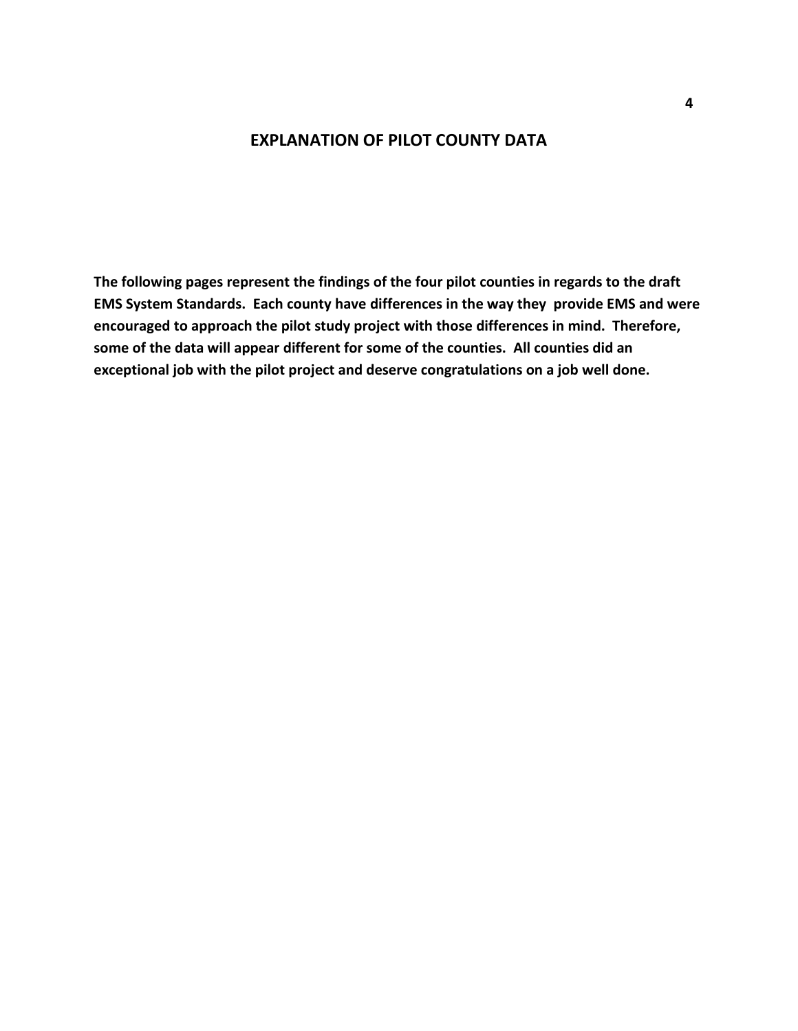## EXPLANATION OF PILOT COUNTY DATA

**The following pages represent the findings of the four pilot counties in regards to the draft EMS System Standards. Each county have differences in the way they provide EMS and were encouraged to approach the pilot study project with those differences in mind. Therefore, some of the data will appear different for some of the counties. All counties did an exceptional job with the pilot project and deserve congratulations on a job well done.**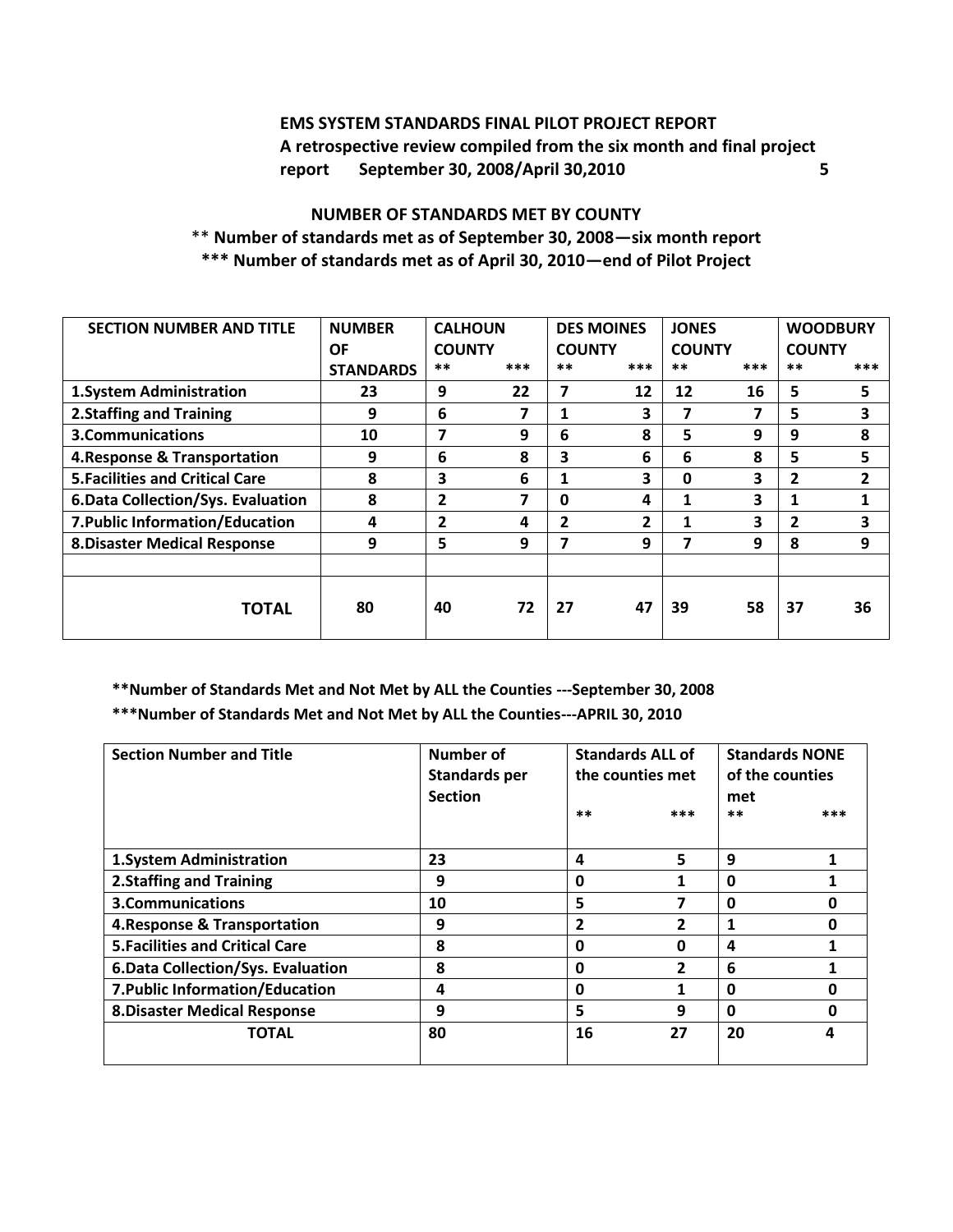**EMS SYSTEM STANDARDS FINAL PILOT PROJECT REPORT**
**A retrospective review compiled from the six month and final project report September 30, 2008/April 30,2010**

## NUMBER OF STANDARDS MET BY COUNTY

\*\* **Number of standards met as of September 30, 2008—six month report**

\*\*\* **Number of standards met as of April 30, 2010—end of Pilot Project**

| SECTION NUMBER AND TITLE | NUMBER OF STANDARDS | CALHOUN COUNTY | | DES MOINES COUNTY | | JONES COUNTY | | WOODBURY COUNTY | |
|---|---|---|---|---|---|---|---|---|---|
| | | ** | *** | ** | *** | ** | *** | ** | *** |
| 1.System Administration | 23 | 9 | 22 | 7 | 12 | 12 | 16 | 5 | 5 |
| 2.Staffing and Training | 9 | 6 | 7 | 1 | 3 | 7 | 7 | 5 | 3 |
| 3.Communications | 10 | 7 | 9 | 6 | 8 | 5 | 9 | 9 | 8 |
| 4.Response & Transportation | 9 | 6 | 8 | 3 | 6 | 6 | 8 | 5 | 5 |
| 5.Facilities and Critical Care | 8 | 3 | 6 | 1 | 3 | 0 | 3 | 2 | 2 |
| 6.Data Collection/Sys. Evaluation | 8 | 2 | 7 | 0 | 4 | 1 | 3 | 1 | 1 |
| 7.Public Information/Education | 4 | 2 | 4 | 2 | 2 | 1 | 3 | 2 | 3 |
| 8.Disaster Medical Response | 9 | 5 | 9 | 7 | 9 | 7 | 9 | 8 | 9 |
| | | | | | | | | | |
| **TOTAL** | 80 | 40 | 72 | 27 | 47 | 39 | 58 | 37 | 36 |

**\*\*Number of Standards Met and Not Met by ALL the Counties ---September 30, 2008**

**\*\*\*Number of Standards Met and Not Met by ALL the Counties---APRIL 30, 2010**

| Section Number and Title | Number of Standards per Section | Standards ALL of the counties met | | Standards NONE of the counties met | |
|---|---|---|---|---|---|
| | | ** | *** | ** | *** |
| 1.System Administration | 23 | 4 | 5 | 9 | 1 |
| 2.Staffing and Training | 9 | 0 | 1 | 0 | 1 |
| 3.Communications | 10 | 5 | 7 | 0 | 0 |
| 4.Response & Transportation | 9 | 2 | 2 | 1 | 0 |
| 5.Facilities and Critical Care | 8 | 0 | 0 | 4 | 1 |
| 6.Data Collection/Sys. Evaluation | 8 | 0 | 2 | 6 | 1 |
| 7.Public Information/Education | 4 | 0 | 1 | 0 | 0 |
| 8.Disaster Medical Response | 9 | 5 | 9 | 0 | 0 |
| **TOTAL** | 80 | 16 | 27 | 20 | 4 |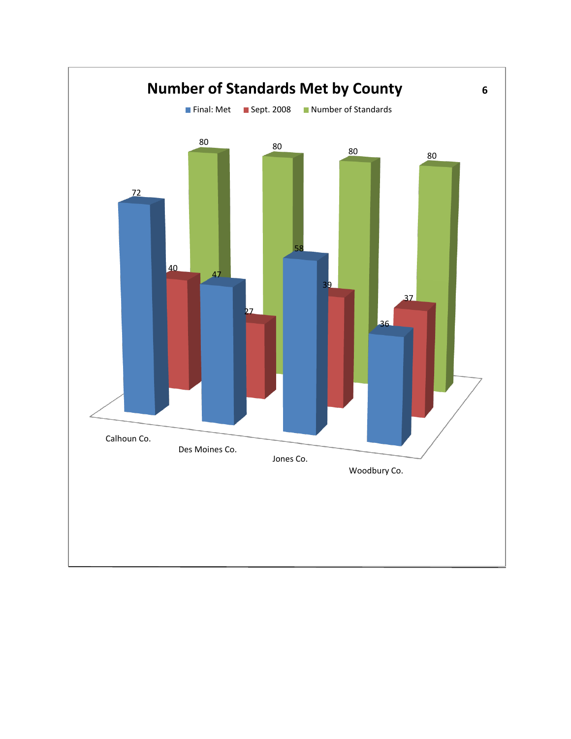## Number of Standards Met by County

| County | Final: Met | Sept. 2008 | Number of Standards |
|---|---|---|---|
| Calhoun Co. | 72 | 40 | 80 |
| Des Moines Co. | 47 | 27 | 80 |
| Jones Co. | 58 | 39 | 80 |
| Woodbury Co. | 36 | 37 | 80 |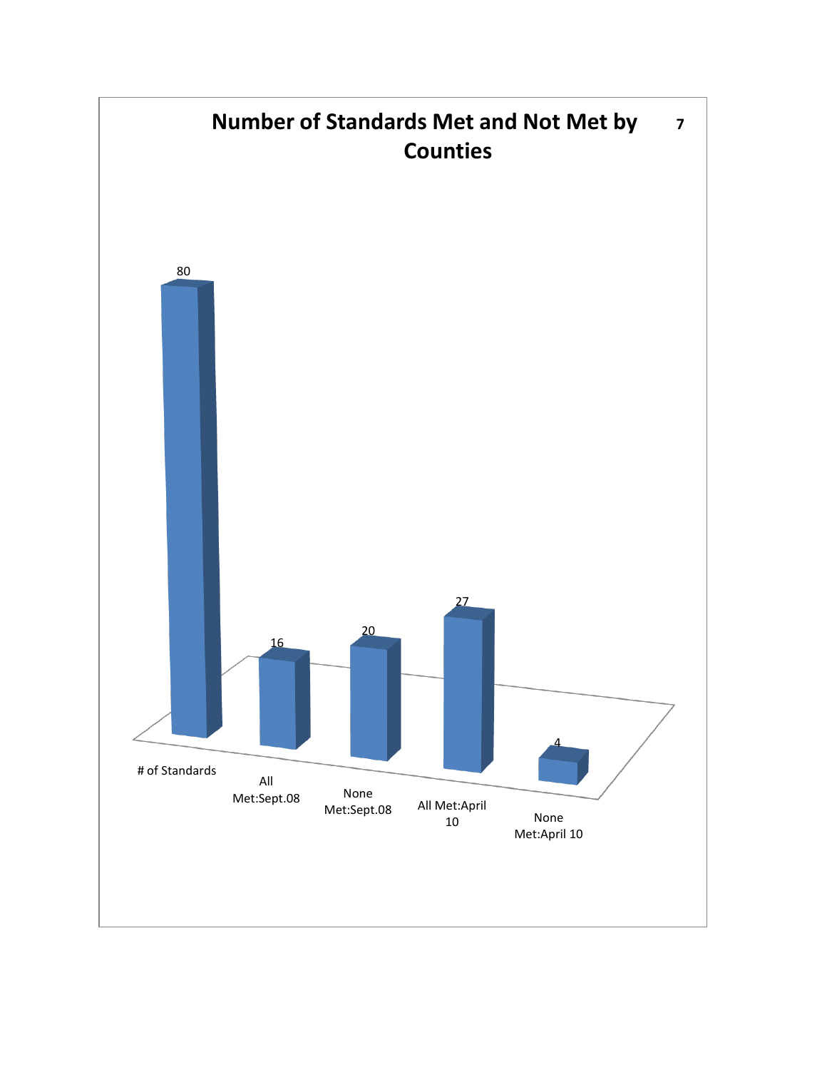## Number of Standards Met and Not Met by Counties

| # of Standards | All Met:Sept.08 | None Met:Sept.08 | All Met:April 10 | None Met:April 10 |
|---|---|---|---|---|
| 80 | 16 | 20 | 27 | 4 |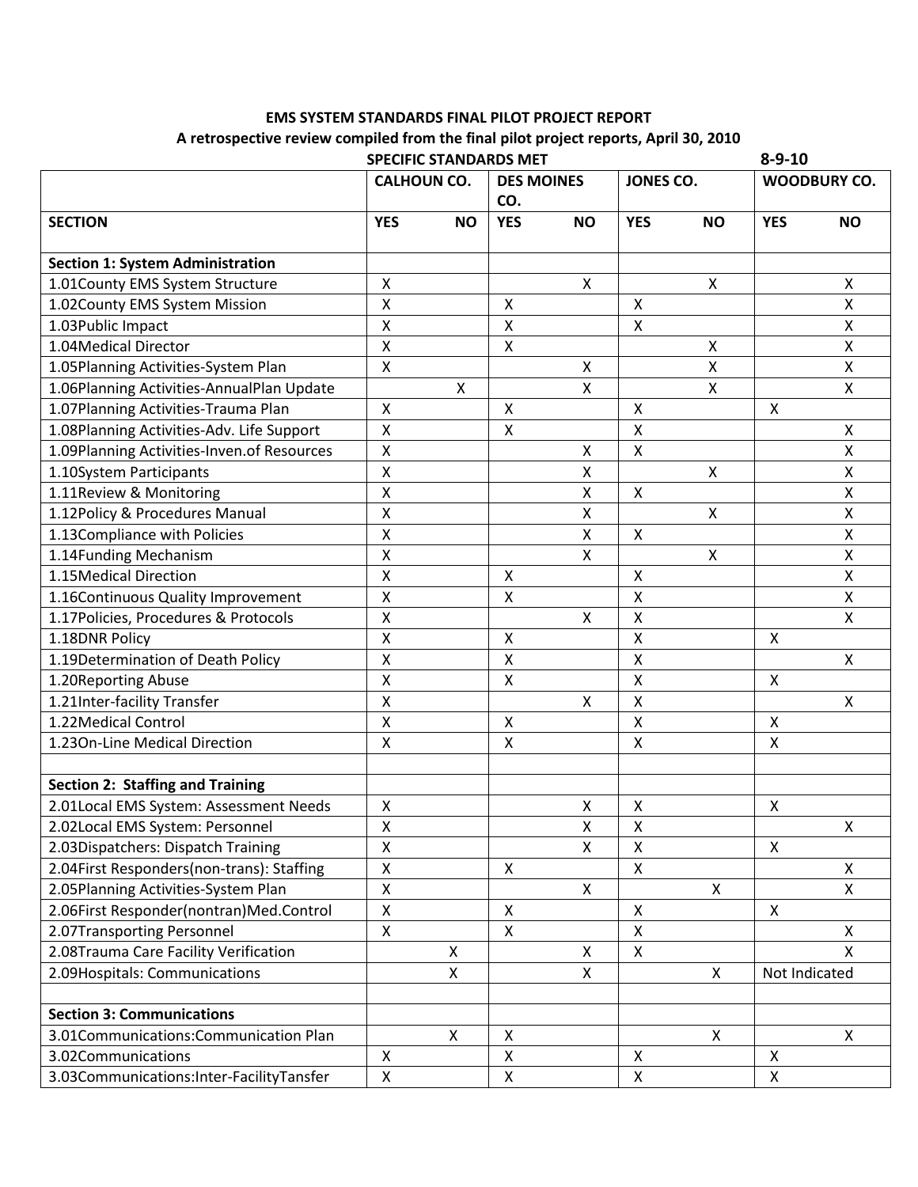**EMS SYSTEM STANDARDS FINAL PILOT PROJECT REPORT**

**A retrospective review compiled from the final pilot project reports, April 30, 2010**

**SPECIFIC STANDARDS MET** **8-9-10**

| | CALHOUN CO. | | DES MOINES CO. | | JONES CO. | | WOODBURY CO. | |
|---|---|---|---|---|---|---|---|---|
| **SECTION** | **YES** | **NO** | **YES** | **NO** | **YES** | **NO** | **YES** | **NO** |
| **Section 1: System Administration** | | | | | | | | |
| 1.01County EMS System Structure | X | | | X | | X | | X |
| 1.02County EMS System Mission | X | | X | | X | | | X |
| 1.03Public Impact | X | | X | | X | | | X |
| 1.04Medical Director | X | | X | | | X | | X |
| 1.05Planning Activities-System Plan | X | | | X | | X | | X |
| 1.06Planning Activities-AnnualPlan Update | | X | | X | | X | | X |
| 1.07Planning Activities-Trauma Plan | X | | X | | X | | X | |
| 1.08Planning Activities-Adv. Life Support | X | | X | | X | | | X |
| 1.09Planning Activities-Inven.of Resources | X | | | X | X | | | X |
| 1.10System Participants | X | | | X | | X | | X |
| 1.11Review & Monitoring | X | | | X | X | | | X |
| 1.12Policy & Procedures Manual | X | | | X | | X | | X |
| 1.13Compliance with Policies | X | | | X | X | | | X |
| 1.14Funding Mechanism | X | | | X | | X | | X |
| 1.15Medical Direction | X | | X | | X | | | X |
| 1.16Continuous Quality Improvement | X | | X | | X | | | X |
| 1.17Policies, Procedures & Protocols | X | | | X | X | | | X |
| 1.18DNR Policy | X | | X | | X | | X | |
| 1.19Determination of Death Policy | X | | X | | X | | | X |
| 1.20Reporting Abuse | X | | X | | X | | X | |
| 1.21Inter-facility Transfer | X | | | X | X | | | X |
| 1.22Medical Control | X | | X | | X | | X | |
| 1.23On-Line Medical Direction | X | | X | | X | | X | |
| | | | | | | | | |
| **Section 2: Staffing and Training** | | | | | | | | |
| 2.01Local EMS System: Assessment Needs | X | | | X | X | | X | |
| 2.02Local EMS System: Personnel | X | | | X | X | | | X |
| 2.03Dispatchers: Dispatch Training | X | | | X | X | | X | |
| 2.04First Responders(non-trans): Staffing | X | | X | | X | | | X |
| 2.05Planning Activities-System Plan | X | | | X | | X | | X |
| 2.06First Responder(nontran)Med.Control | X | | X | | X | | X | |
| 2.07Transporting Personnel | X | | X | | X | | | X |
| 2.08Trauma Care Facility Verification | | X | | X | X | | | X |
| 2.09Hospitals: Communications | | X | | X | | X | Not Indicated | |
| | | | | | | | | |
| **Section 3: Communications** | | | | | | | | |
| 3.01Communications:Communication Plan | | X | X | | | X | | X |
| 3.02Communications | X | | X | | X | | X | |
| 3.03Communications:Inter-FacilityTansfer | X | | X | | X | | X | |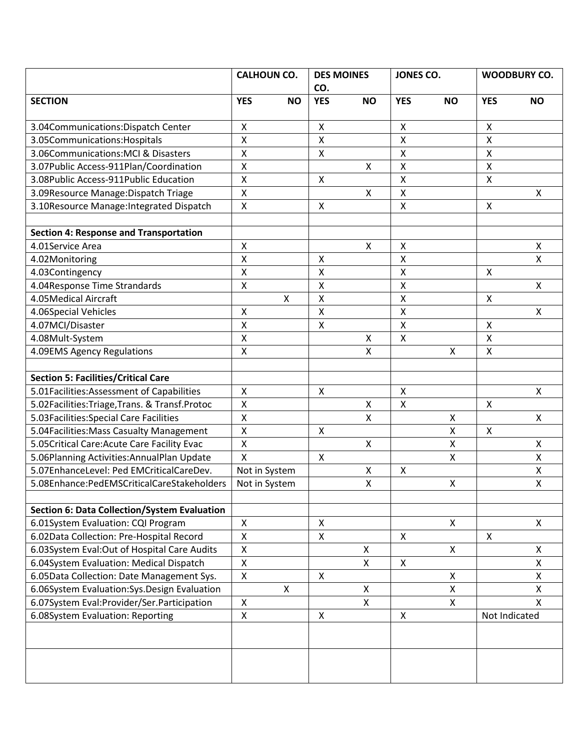| | CALHOUN CO. | | DES MOINES CO. | | JONES CO. | | WOODBURY CO. | |
|---|---|---|---|---|---|---|---|---|
| **SECTION** | **YES** | **NO** | **YES** | **NO** | **YES** | **NO** | **YES** | **NO** |
| 3.04Communications:Dispatch Center | X | | X | | X | | X | |
| 3.05Communications:Hospitals | X | | X | | X | | X | |
| 3.06Communications:MCI & Disasters | X | | X | | X | | X | |
| 3.07Public Access-911Plan/Coordination | X | | | X | X | | X | |
| 3.08Public Access-911Public Education | X | | X | | X | | X | |
| 3.09Resource Manage:Dispatch Triage | X | | | X | X | | | X |
| 3.10Resource Manage:Integrated Dispatch | X | | X | | X | | X | |
| | | | | | | | | |
| **Section 4: Response and Transportation** | | | | | | | | |
| 4.01Service Area | X | | | X | X | | | X |
| 4.02Monitoring | X | | X | | X | | | X |
| 4.03Contingency | X | | X | | X | | X | |
| 4.04Response Time Strandards | X | | X | | X | | | X |
| 4.05Medical Aircraft | | X | X | | X | | X | |
| 4.06Special Vehicles | X | | X | | X | | | X |
| 4.07MCI/Disaster | X | | X | | X | | X | |
| 4.08Mult-System | X | | | X | X | | X | |
| 4.09EMS Agency Regulations | X | | | X | | X | X | |
| | | | | | | | | |
| **Section 5: Facilities/Critical Care** | | | | | | | | |
| 5.01Facilities:Assessment of Capabilities | X | | X | | X | | | X |
| 5.02Facilities:Triage,Trans. & Transf.Protoc | X | | | X | X | | X | |
| 5.03Facilities:Special Care Facilities | X | | | X | | X | | X |
| 5.04Facilities:Mass Casualty Management | X | | X | | | X | X | |
| 5.05Critical Care:Acute Care Facility Evac | X | | | X | | X | | X |
| 5.06Planning Activities:AnnualPlan Update | X | | X | | | X | | X |
| 5.07EnhanceLevel: Ped EMCriticalCareDev. | Not in System | | | X | X | | | X |
| 5.08Enhance:PedEMSCriticalCareStakeholders | Not in System | | | X | | X | | X |
| | | | | | | | | |
| **Section 6: Data Collection/System Evaluation** | | | | | | | | |
| 6.01System Evaluation: CQI Program | X | | X | | | X | | X |
| 6.02Data Collection: Pre-Hospital Record | X | | X | | X | | X | |
| 6.03System Eval:Out of Hospital Care Audits | X | | | X | | X | | X |
| 6.04System Evaluation: Medical Dispatch | X | | | X | X | | | X |
| 6.05Data Collection: Date Management Sys. | X | | X | | | X | | X |
| 6.06System Evaluation:Sys.Design Evaluation | | X | | X | | X | | X |
| 6.07System Eval:Provider/Ser.Participation | X | | | X | | X | | X |
| 6.08System Evaluation: Reporting | X | | X | | X | | Not Indicated | |
| | | | | | | | | |
| | | | | | | | | |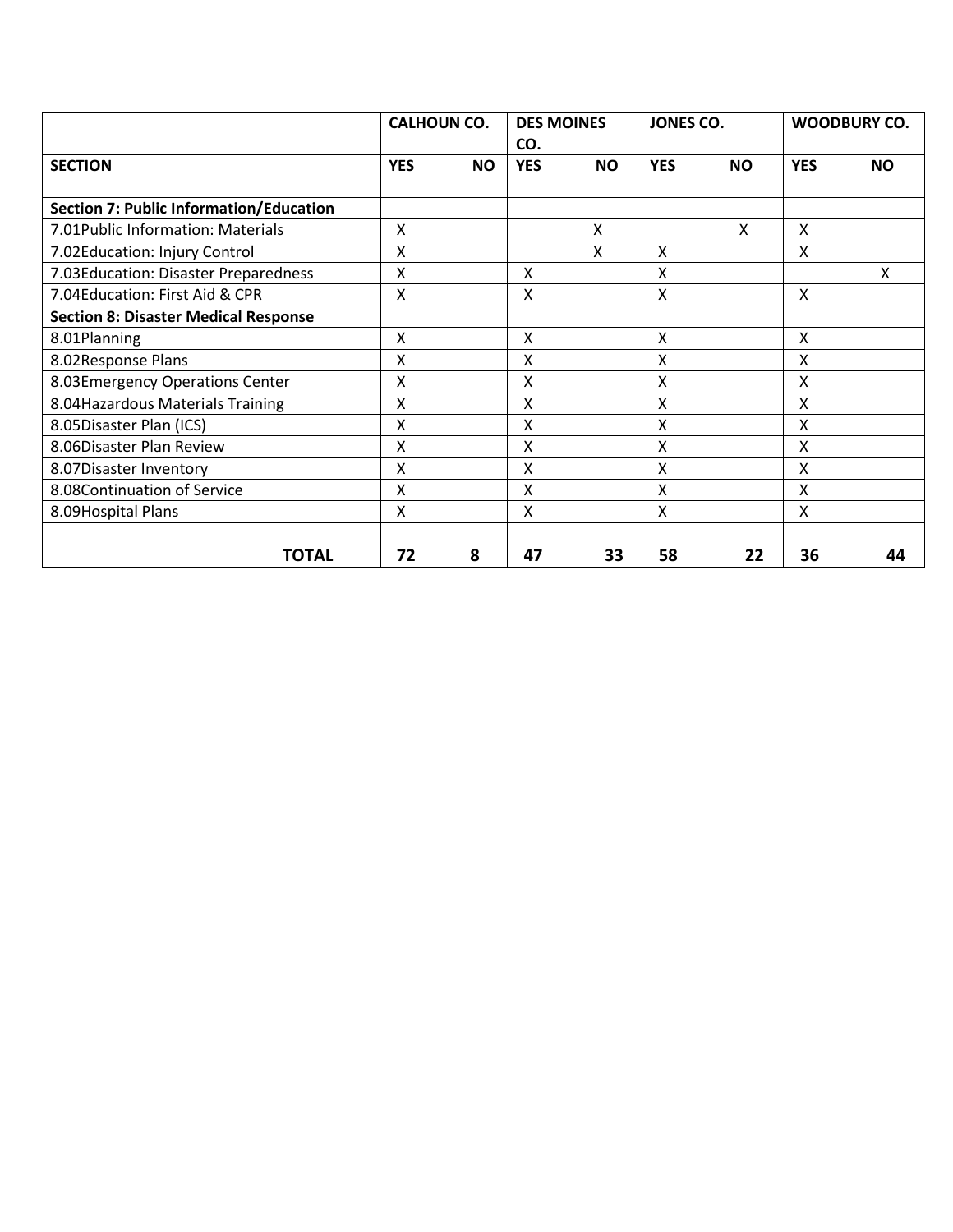| | CALHOUN CO. | | DES MOINES CO. | | JONES CO. | | WOODBURY CO. | |
|---|---|---|---|---|---|---|---|---|
| **SECTION** | **YES** | **NO** | **YES** | **NO** | **YES** | **NO** | **YES** | **NO** |
| **Section 7: Public Information/Education** | | | | | | | | |
| 7.01Public Information: Materials | X | | | X | | X | X | |
| 7.02Education: Injury Control | X | | | X | X | | X | |
| 7.03Education: Disaster Preparedness | X | | X | | X | | | X |
| 7.04Education: First Aid & CPR | X | | X | | X | | X | |
| **Section 8: Disaster Medical Response** | | | | | | | | |
| 8.01Planning | X | | X | | X | | X | |
| 8.02Response Plans | X | | X | | X | | X | |
| 8.03Emergency Operations Center | X | | X | | X | | X | |
| 8.04Hazardous Materials Training | X | | X | | X | | X | |
| 8.05Disaster Plan (ICS) | X | | X | | X | | X | |
| 8.06Disaster Plan Review | X | | X | | X | | X | |
| 8.07Disaster Inventory | X | | X | | X | | X | |
| 8.08Continuation of Service | X | | X | | X | | X | |
| 8.09Hospital Plans | X | | X | | X | | X | |
| **TOTAL** | **72** | **8** | **47** | **33** | **58** | **22** | **36** | **44** |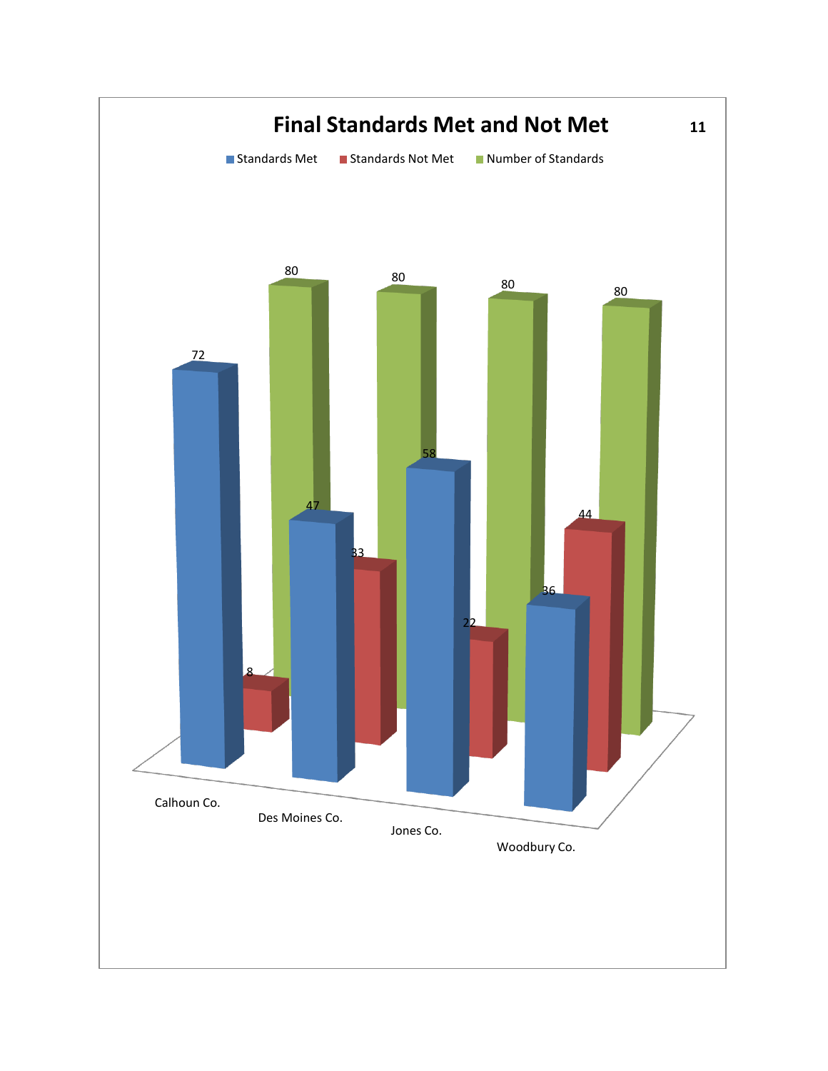## Final Standards Met and Not Met

| | Standards Met | Standards Not Met | Number of Standards |
|---|---|---|---|
| Calhoun Co. | 72 | 8 | 80 |
| Des Moines Co. | 47 | 33 | 80 |
| Jones Co. | 58 | 22 | 80 |
| Woodbury Co. | 36 | 44 | 80 |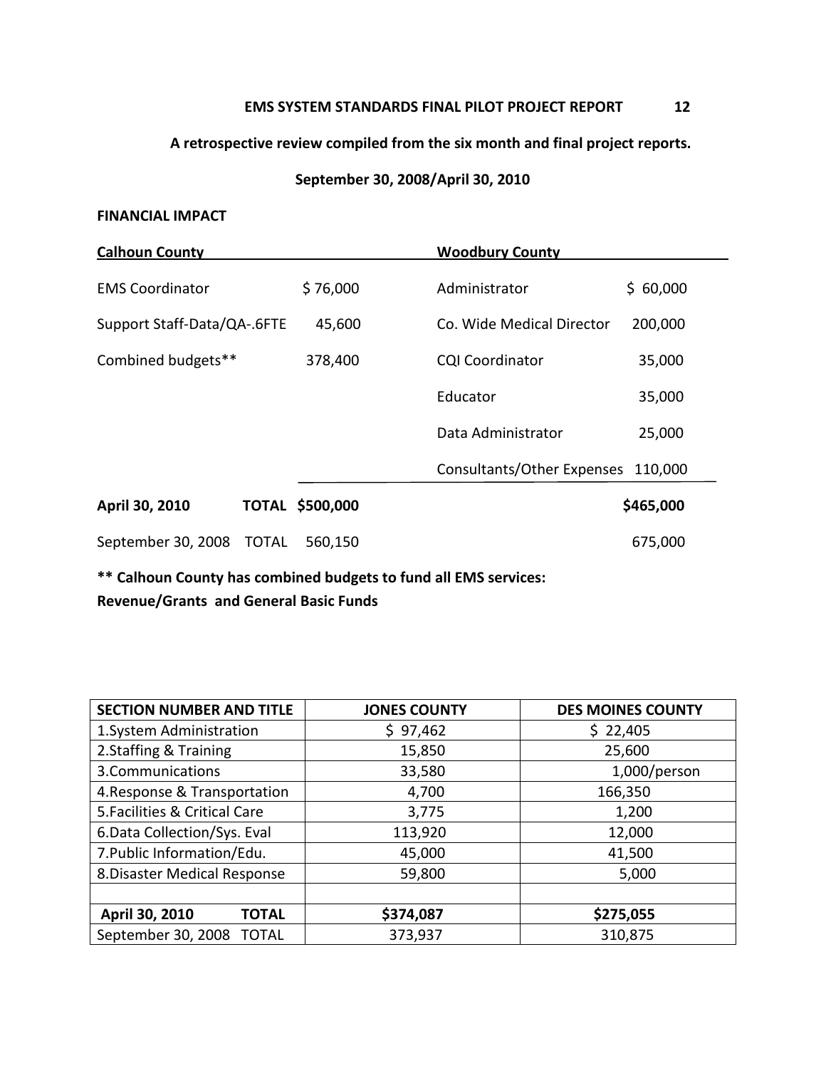**EMS SYSTEM STANDARDS FINAL PILOT PROJECT REPORT**

**A retrospective review compiled from the six month and final project reports.**

**September 30, 2008/April 30, 2010**

**FINANCIAL IMPACT**

| **Calhoun County** | | **Woodbury County** | |
|---|---|---|---|
| EMS Coordinator | $ 76,000 | Administrator | $ 60,000 |
| Support Staff-Data/QA-.6FTE | 45,600 | Co. Wide Medical Director | 200,000 |
| Combined budgets** | 378,400 | CQI Coordinator | 35,000 |
| | | Educator | 35,000 |
| | | Data Administrator | 25,000 |
| | | Consultants/Other Expenses | 110,000 |
| **April 30, 2010 TOTAL** | **$500,000** | | **$465,000** |
| September 30, 2008 TOTAL | 560,150 | | 675,000 |

**** Calhoun County has combined budgets to fund all EMS services:**
**Revenue/Grants and General Basic Funds**

| SECTION NUMBER AND TITLE | JONES COUNTY | DES MOINES COUNTY |
|---|---|---|
| 1.System Administration | $ 97,462 | $ 22,405 |
| 2.Staffing & Training | 15,850 | 25,600 |
| 3.Communications | 33,580 | 1,000/person |
| 4.Response & Transportation | 4,700 | 166,350 |
| 5.Facilities & Critical Care | 3,775 | 1,200 |
| 6.Data Collection/Sys. Eval | 113,920 | 12,000 |
| 7.Public Information/Edu. | 45,000 | 41,500 |
| 8.Disaster Medical Response | 59,800 | 5,000 |
| | | |
| **April 30, 2010 TOTAL** | **$374,087** | **$275,055** |
| September 30, 2008 TOTAL | 373,937 | 310,875 |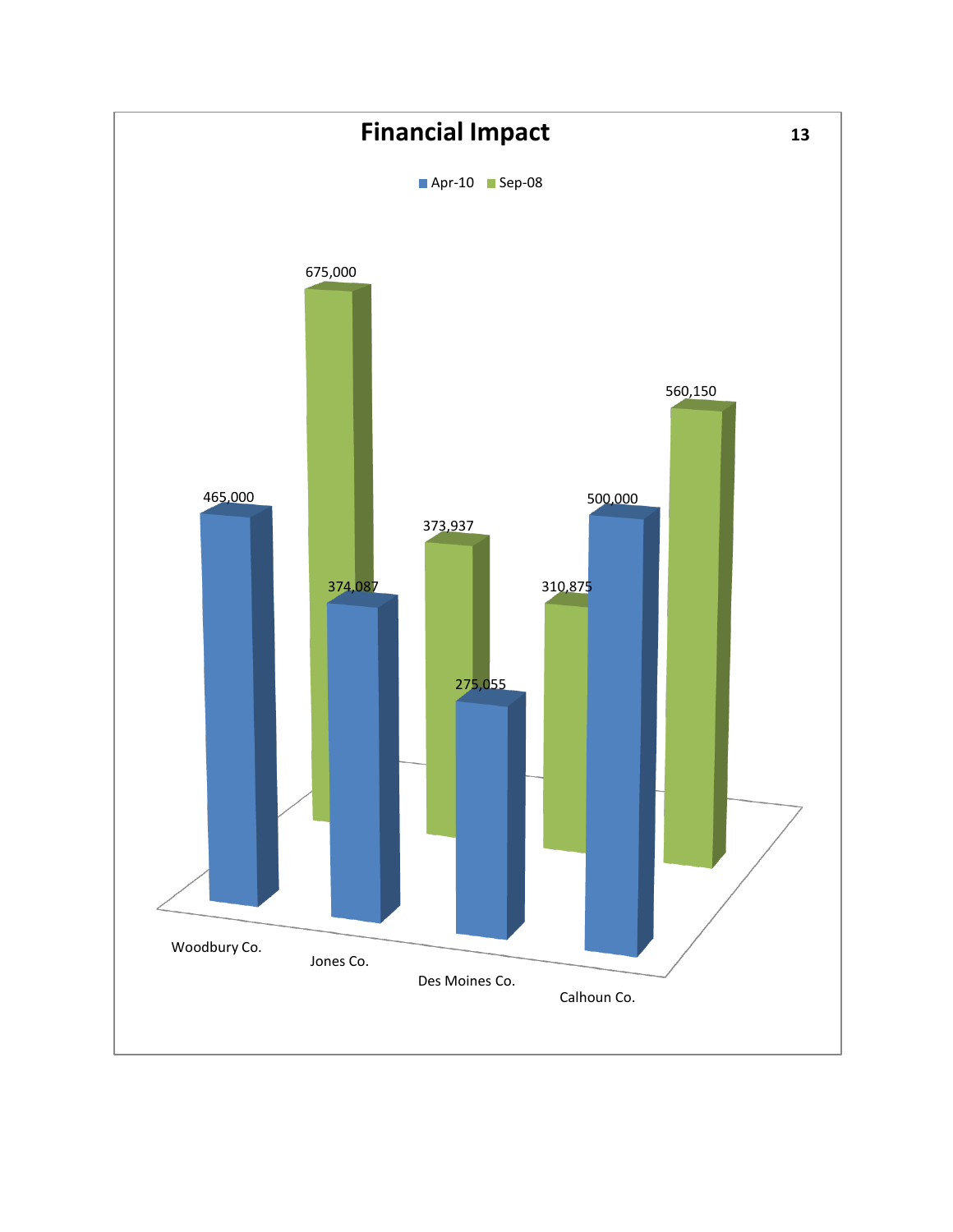# Financial Impact

| | Apr-10 | Sep-08 |
| --- | --- | --- |
| Woodbury Co. | 465,000 | 675,000 |
| Jones Co. | 374,087 | 373,937 |
| Des Moines Co. | 275,055 | 310,875 |
| Calhoun Co. | 500,000 | 560,150 |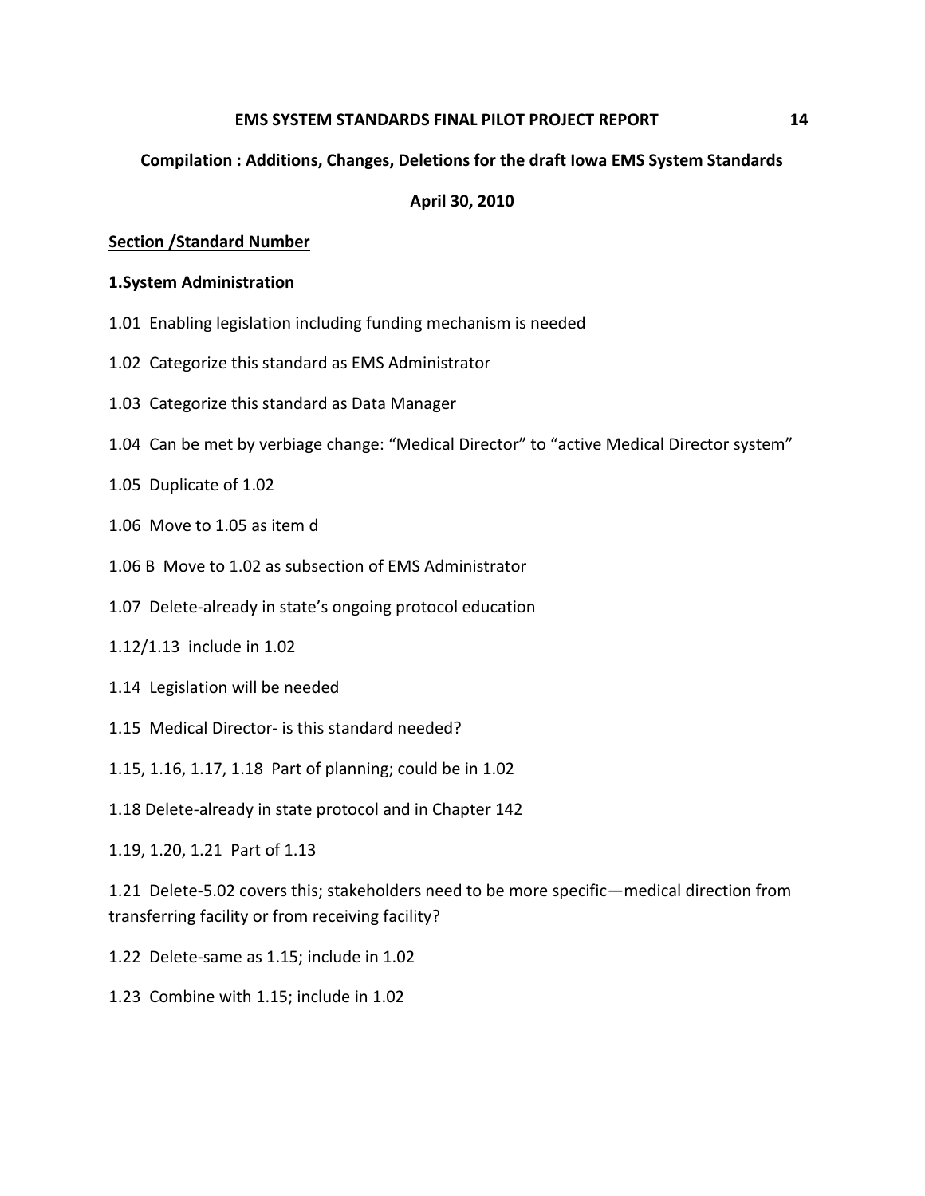**Compilation : Additions, Changes, Deletions for the draft Iowa EMS System Standards**

**April 30, 2010**

**Section /Standard Number**

**1.System Administration**

1.01 Enabling legislation including funding mechanism is needed

1.02 Categorize this standard as EMS Administrator

1.03 Categorize this standard as Data Manager

1.04 Can be met by verbiage change: “Medical Director” to “active Medical Director system”

1.05 Duplicate of 1.02

1.06 Move to 1.05 as item d

1.06 B Move to 1.02 as subsection of EMS Administrator

1.07 Delete-already in state’s ongoing protocol education

1.12/1.13 include in 1.02

1.14 Legislation will be needed

1.15 Medical Director- is this standard needed?

1.15, 1.16, 1.17, 1.18 Part of planning; could be in 1.02

1.18 Delete-already in state protocol and in Chapter 142

1.19, 1.20, 1.21 Part of 1.13

1.21 Delete-5.02 covers this; stakeholders need to be more specific—medical direction from transferring facility or from receiving facility?

1.22 Delete-same as 1.15; include in 1.02

1.23 Combine with 1.15; include in 1.02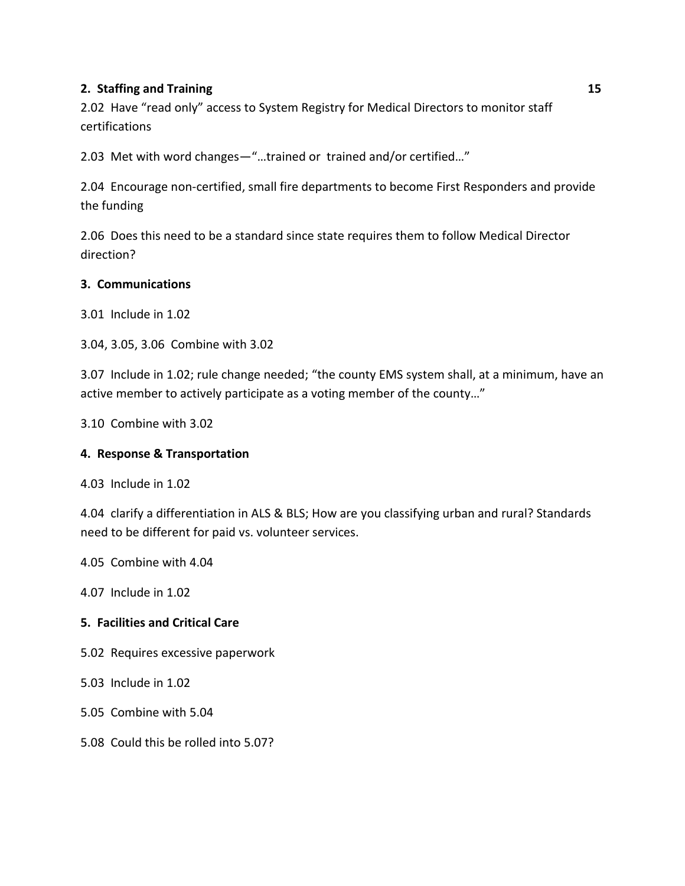**2. Staffing and Training**

2.02 Have "read only" access to System Registry for Medical Directors to monitor staff certifications

2.03 Met with word changes—"…trained or trained and/or certified…"

2.04 Encourage non-certified, small fire departments to become First Responders and provide the funding

2.06 Does this need to be a standard since state requires them to follow Medical Director direction?

**3. Communications**

3.01 Include in 1.02

3.04, 3.05, 3.06 Combine with 3.02

3.07 Include in 1.02; rule change needed; "the county EMS system shall, at a minimum, have an active member to actively participate as a voting member of the county…"

3.10 Combine with 3.02

**4. Response & Transportation**

4.03 Include in 1.02

4.04 clarify a differentiation in ALS & BLS; How are you classifying urban and rural? Standards need to be different for paid vs. volunteer services.

4.05 Combine with 4.04

4.07 Include in 1.02

**5. Facilities and Critical Care**

5.02 Requires excessive paperwork

5.03 Include in 1.02

5.05 Combine with 5.04

5.08 Could this be rolled into 5.07?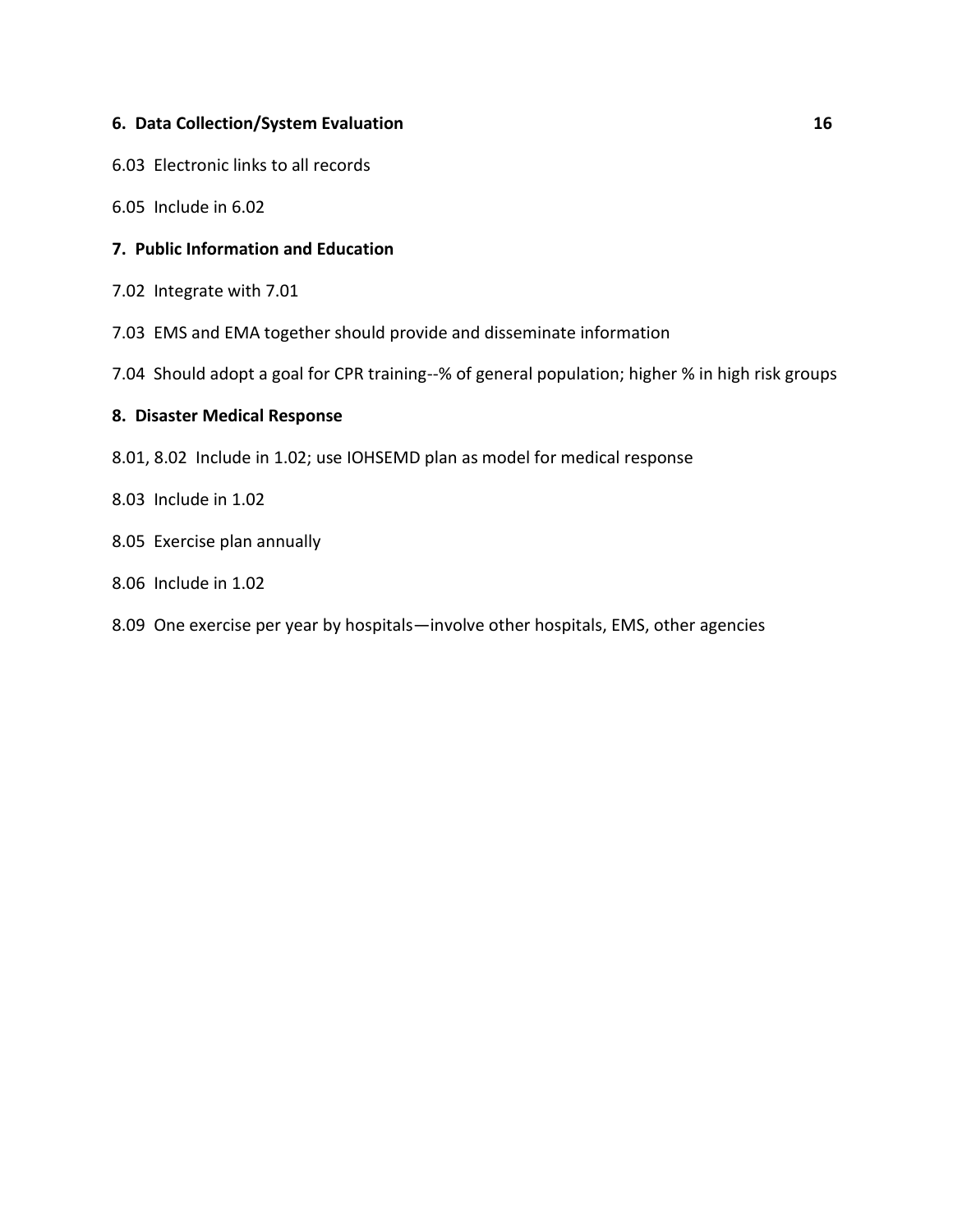**6. Data Collection/System Evaluation**

6.03 Electronic links to all records

6.05 Include in 6.02

**7. Public Information and Education**

7.02 Integrate with 7.01

7.03 EMS and EMA together should provide and disseminate information

7.04 Should adopt a goal for CPR training--% of general population; higher % in high risk groups

**8. Disaster Medical Response**

8.01, 8.02 Include in 1.02; use IOHSEMD plan as model for medical response

8.03 Include in 1.02

8.05 Exercise plan annually

8.06 Include in 1.02

8.09 One exercise per year by hospitals—involve other hospitals, EMS, other agencies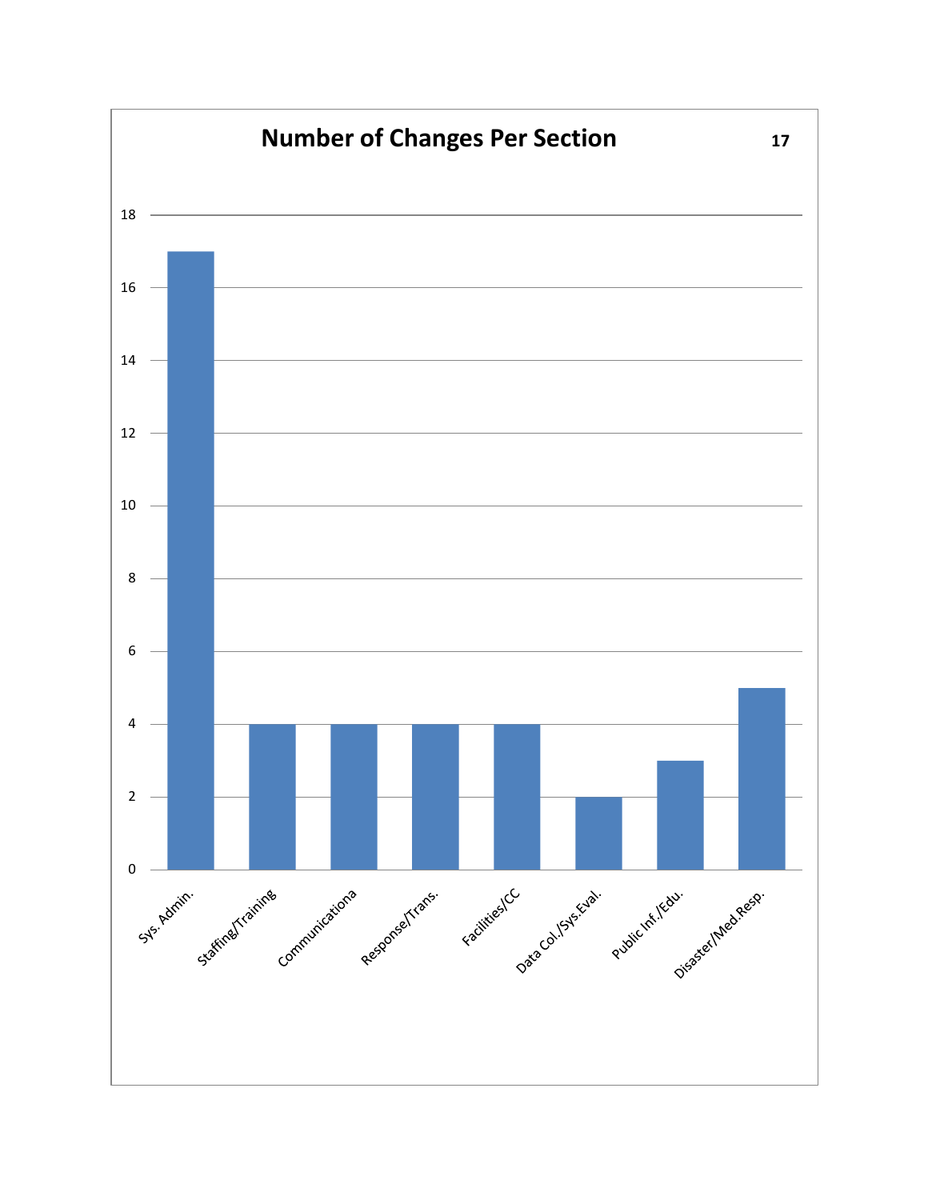**Number of Changes Per Section**

17

18

16

14

12

10

8

6

4

2

0

Sys. Admin.

Staffing/Training

Communicationa

Response/Trans.

Facilities/CC

Data Col./Sys.Eval.

Public Inf./Edu.

Disaster/Med.Resp.